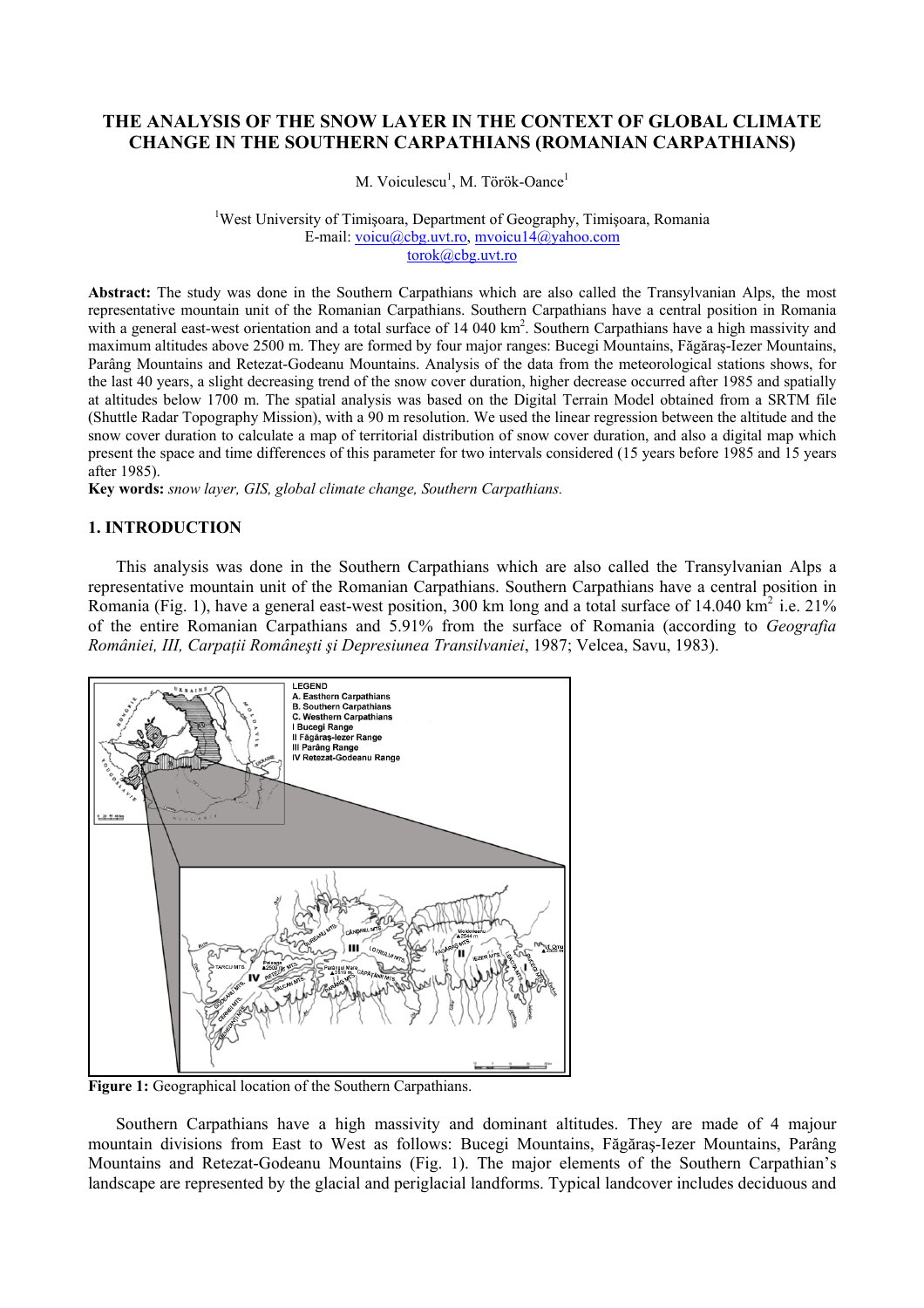# THE ANALYSIS OF THE SNOW LAYER IN THE CONTEXT OF GLOBAL CLIMATE CHANGE IN THE SOUTHERN CARPATHIANS (ROMANIAN CARPATHIANS)

M. Voiculescu[1], M. Török-Oance[1]

[1]West University of Timişoara, Department of Geography, Timişoara, Romania
E-mail: voicu@cbg.uvt.ro, mvoicu14@yahoo.com
torok@cbg.uvt.ro

**Abstract:** The study was done in the Southern Carpathians which are also called the Transylvanian Alps, the most representative mountain unit of the Romanian Carpathians. Southern Carpathians have a central position in Romania with a general east-west orientation and a total surface of 14 040 km$^2$. Southern Carpathians have a high massivity and maximum altitudes above 2500 m. They are formed by four major ranges: Bucegi Mountains, Făgăraş-Iezer Mountains, Parâng Mountains and Retezat-Godeanu Mountains. Analysis of the data from the meteorological stations shows, for the last 40 years, a slight decreasing trend of the snow cover duration, higher decrease occurred after 1985 and spatially at altitudes below 1700 m. The spatial analysis was based on the Digital Terrain Model obtained from a SRTM file (Shuttle Radar Topography Mission), with a 90 m resolution. We used the linear regression between the altitude and the snow cover duration to calculate a map of territorial distribution of snow cover duration, and also a digital map which present the space and time differences of this parameter for two intervals considered (15 years before 1985 and 15 years after 1985).

**Key words:** *snow layer, GIS, global climate change, Southern Carpathians.*

## 1. INTRODUCTION

This analysis was done in the Southern Carpathians which are also called the Transylvanian Alps a representative mountain unit of the Romanian Carpathians. Southern Carpathians have a central position in Romania (Fig. 1), have a general east-west position, 300 km long and a total surface of 14.040 km$^2$ i.e. 21% of the entire Romanian Carpathians and 5.91% from the surface of Romania (according to *Geografia României, III, Carpaţii Româneşti şi Depresiunea Transilvaniei*, 1987; Velcea, Savu, 1983).

**Figure 1:** Geographical location of the Southern Carpathians.

Southern Carpathians have a high massivity and dominant altitudes. They are made of 4 majour mountain divisions from East to West as follows: Bucegi Mountains, Făgăraş-Iezer Mountains, Parâng Mountains and Retezat-Godeanu Mountains (Fig. 1). The major elements of the Southern Carpathian's landscape are represented by the glacial and periglacial landforms. Typical landcover includes deciduous and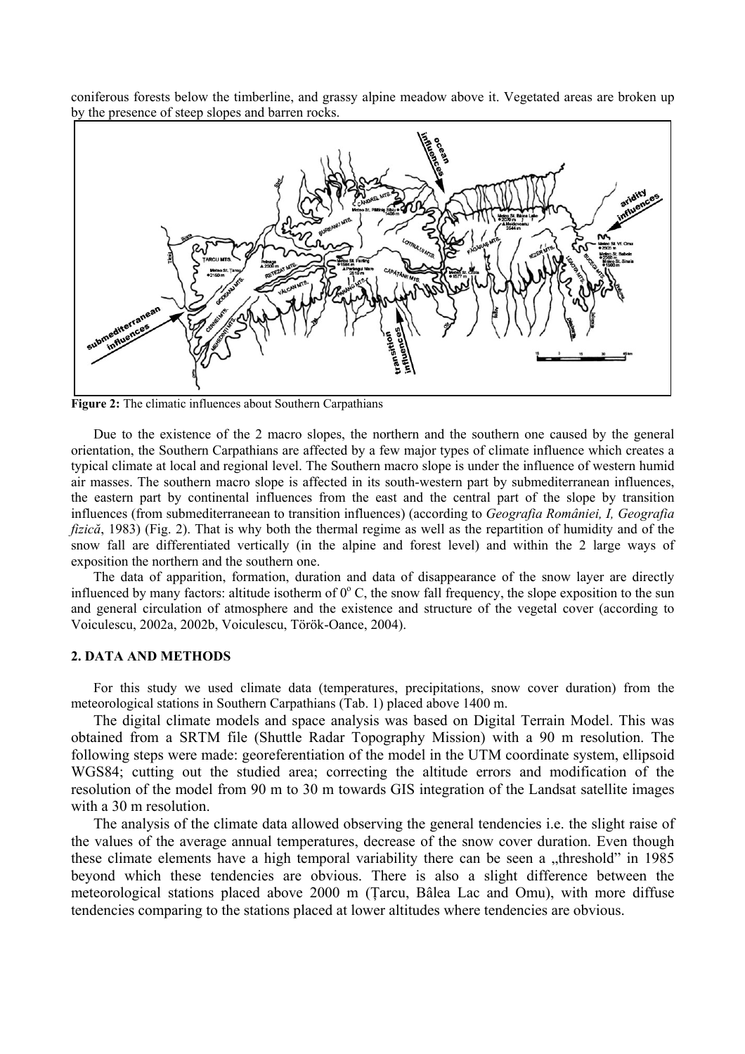coniferous forests below the timberline, and grassy alpine meadow above it. Vegetated areas are broken up by the presence of steep slopes and barren rocks.

**Figure 2:** The climatic influences about Southern Carpathians

Due to the existence of the 2 macro slopes, the northern and the southern one caused by the general orientation, the Southern Carpathians are affected by a few major types of climate influence which creates a typical climate at local and regional level. The Southern macro slope is under the influence of western humid air masses. The southern macro slope is affected in its south-western part by submediterranean influences, the eastern part by continental influences from the east and the central part of the slope by transition influences (from submediterraneean to transition influences) (according to *Geografia României, I, Geografia fizică*, 1983) (Fig. 2). That is why both the thermal regime as well as the repartition of humidity and of the snow fall are differentiated vertically (in the alpine and forest level) and within the 2 large ways of exposition the northern and the southern one.

The data of apparition, formation, duration and data of disappearance of the snow layer are directly influenced by many factors: altitude isotherm of $0^{o}$ C, the snow fall frequency, the slope exposition to the sun and general circulation of atmosphere and the existence and structure of the vegetal cover (according to Voiculescu, 2002a, 2002b, Voiculescu, Török-Oance, 2004).

## 2. DATA AND METHODS

For this study we used climate data (temperatures, precipitations, snow cover duration) from the meteorological stations in Southern Carpathians (Tab. 1) placed above 1400 m.

The digital climate models and space analysis was based on Digital Terrain Model. This was obtained from a SRTM file (Shuttle Radar Topography Mission) with a 90 m resolution. The following steps were made: georeferentiation of the model in the UTM coordinate system, ellipsoid WGS84; cutting out the studied area; correcting the altitude errors and modification of the resolution of the model from 90 m to 30 m towards GIS integration of the Landsat satellite images with a 30 m resolution.

The analysis of the climate data allowed observing the general tendencies i.e. the slight raise of the values of the average annual temperatures, decrease of the snow cover duration. Even though these climate elements have a high temporal variability there can be seen a „threshold" in 1985 beyond which these tendencies are obvious. There is also a slight difference between the meteorological stations placed above 2000 m (Ţarcu, Bâlea Lac and Omu), with more diffuse tendencies comparing to the stations placed at lower altitudes where tendencies are obvious.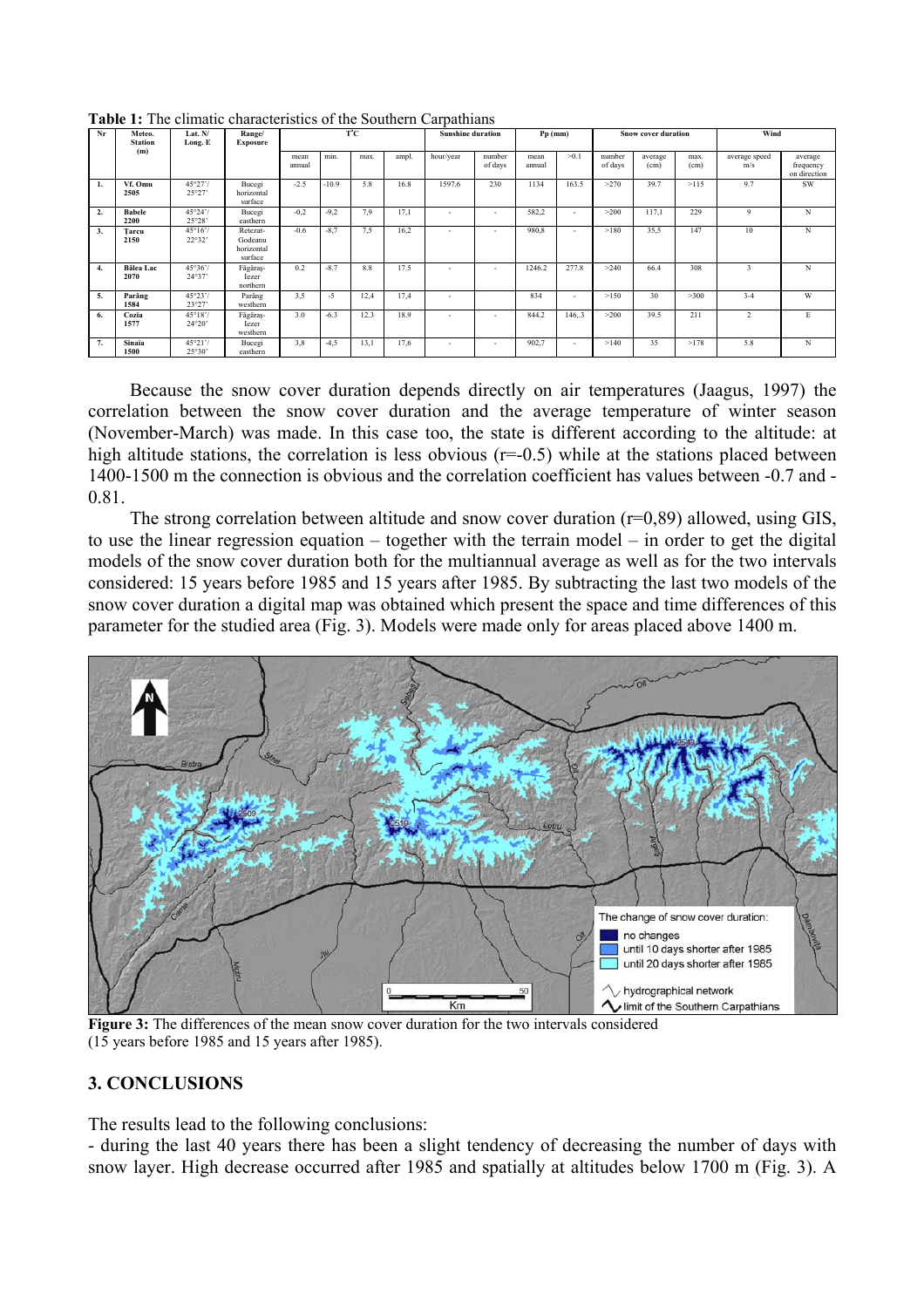**Table 1:** The climatic characteristics of the Southern Carpathians

| Nr | Meteo. Station (m) | Lat. N/ Long. E | Range/ Exposure | T°C | | | | Sunshine duration | | Pp (mm) | | Snow cover duration | | | Wind | |
|---|---|---|---|---|---|---|---|---|---|---|---|---|---|---|---|---|
| | | | | mean annual | min. | max. | ampl. | hour/year | number of days | mean annual | >0.1 | number of days | average (cm) | max. (cm) | average speed m/s | average frequency on direction |
| 1. | Vf. Omu 2505 | 45°27'/ 25°27' | Bucegi horizontal surface | -2.5 | -10.9 | 5.8 | 16.8 | 1597.6 | 230 | 1134 | 163.5 | >270 | 39.7 | >115 | 9.7 | SW |
| 2. | Babele 2200 | 45°24'/ 25°28' | Bucegi easthern | -0,2 | -9,2 | 7,9 | 17,1 | - | - | 582,2 | - | >200 | 117,1 | 229 | 9 | N |
| 3. | Tarcu 2150 | 45°16'/ 22°32' | Retezat-Godeanu horizontal surface | -0.6 | -8,7 | 7,5 | 16,2 | - | - | 980,8 | - | >180 | 35,5 | 147 | 10 | N |
| 4. | Bâlea Lac 2070 | 45°36'/ 24°37' | Făgăraş-Iezer northern | 0.2 | -8.7 | 8.8 | 17.5 | - | - | 1246.2 | 277.8 | >240 | 66.4 | 308 | 3 | N |
| 5. | Parâng 1584 | 45°23'/ 23°27' | Parâng westhern | 3,5 | -5 | 12,4 | 17,4 | - | | 834 | - | >150 | 30 | >300 | 3-4 | W |
| 6. | Cozia 1577 | 45°18'/ 24°20' | Făgăraş-Iezer westhern | 3.0 | -6.3 | 12.3 | 18.9 | - | - | 844.2 | 146,.3 | >200 | 39.5 | 211 | 2 | E |
| 7. | Sinaia 1500 | 45°21'/ 25°30' | Bucegi easthern | 3,8 | -4,5 | 13,1 | 17,6 | - | - | 902,7 | - | >140 | 35 | >178 | 5.8 | N |

Because the snow cover duration depends directly on air temperatures (Jaagus, 1997) the correlation between the snow cover duration and the average temperature of winter season (November-March) was made. In this case too, the state is different according to the altitude: at high altitude stations, the correlation is less obvious (r=-0.5) while at the stations placed between 1400-1500 m the connection is obvious and the correlation coefficient has values between -0.7 and -0.81.

The strong correlation between altitude and snow cover duration (r=0,89) allowed, using GIS, to use the linear regression equation – together with the terrain model – in order to get the digital models of the snow cover duration both for the multiannual average as well as for the two intervals considered: 15 years before 1985 and 15 years after 1985. By subtracting the last two models of the snow cover duration a digital map was obtained which present the space and time differences of this parameter for the studied area (Fig. 3). Models were made only for areas placed above 1400 m.

**Figure 3:** The differences of the mean snow cover duration for the two intervals considered (15 years before 1985 and 15 years after 1985).

## 3. CONCLUSIONS

The results lead to the following conclusions:

- during the last 40 years there has been a slight tendency of decreasing the number of days with snow layer. High decrease occurred after 1985 and spatially at altitudes below 1700 m (Fig. 3). A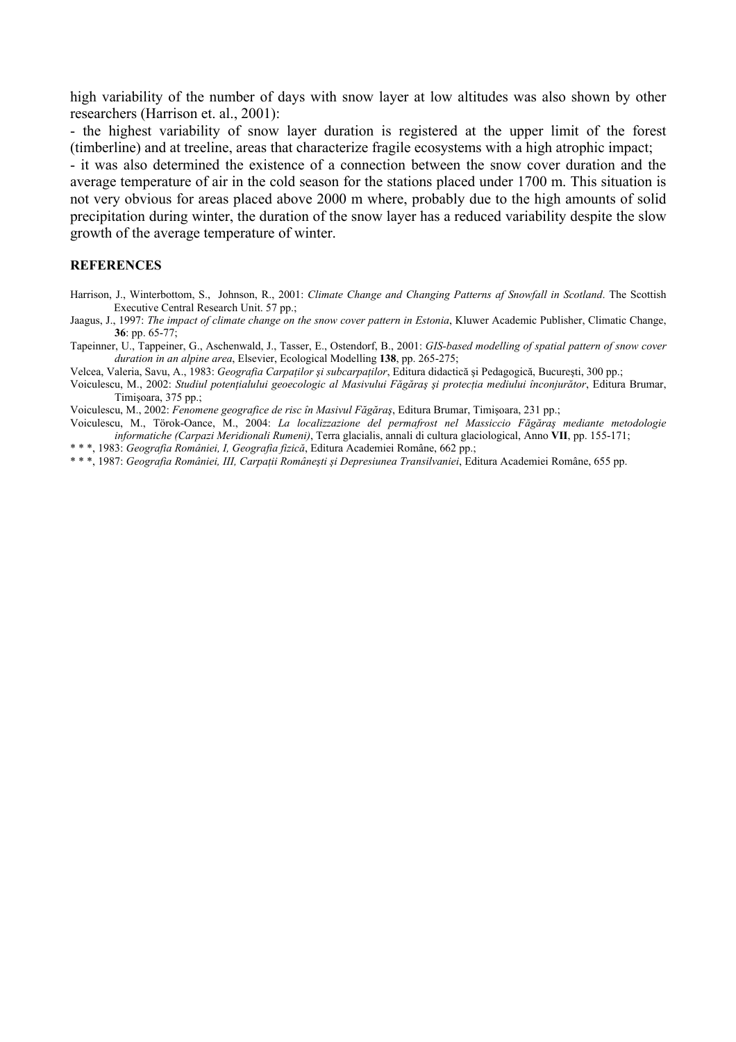high variability of the number of days with snow layer at low altitudes was also shown by other researchers (Harrison et. al., 2001):

- the highest variability of snow layer duration is registered at the upper limit of the forest (timberline) and at treeline, areas that characterize fragile ecosystems with a high atrophic impact;
- it was also determined the existence of a connection between the snow cover duration and the average temperature of air in the cold season for the stations placed under 1700 m. This situation is not very obvious for areas placed above 2000 m where, probably due to the high amounts of solid precipitation during winter, the duration of the snow layer has a reduced variability despite the slow growth of the average temperature of winter.

## REFERENCES

Harrison, J., Winterbottom, S., Johnson, R., 2001: *Climate Change and Changing Patterns af Snowfall in Scotland*. The Scottish Executive Central Research Unit. 57 pp.;

Jaagus, J., 1997: *The impact of climate change on the snow cover pattern in Estonia*, Kluwer Academic Publisher, Climatic Change, **36**: pp. 65-77;

Tapeinner, U., Tappeiner, G., Aschenwald, J., Tasser, E., Ostendorf, B., 2001: *GIS-based modelling of spatial pattern of snow cover duration in an alpine area*, Elsevier, Ecological Modelling **138**, pp. 265-275;

Velcea, Valeria, Savu, A., 1983: *Geografia Carpaţilor şi subcarpaţilor*, Editura didactică şi Pedagogică, Bucureşti, 300 pp.;

Voiculescu, M., 2002: *Studiul potenţialului geoecologic al Masivului Făgăraş şi protecţia mediului înconjurător*, Editura Brumar, Timişoara, 375 pp.;

Voiculescu, M., 2002: *Fenomene geografice de risc în Masivul Făgăraş*, Editura Brumar, Timişoara, 231 pp.;

Voiculescu, M., Törok-Oance, M., 2004: *La localizzazione del permafrost nel Massiccio Făgăraş mediante metodologie informatiche (Carpazi Meridionali Rumeni)*, Terra glacialis, annali di cultura glaciological, Anno **VII**, pp. 155-171;

* * *, 1983: *Geografia României, I, Geografia fizică*, Editura Academiei Române, 662 pp.;

* * *, 1987: *Geografia României, III, Carpaţii Româneşti şi Depresiunea Transilvaniei*, Editura Academiei Române, 655 pp.